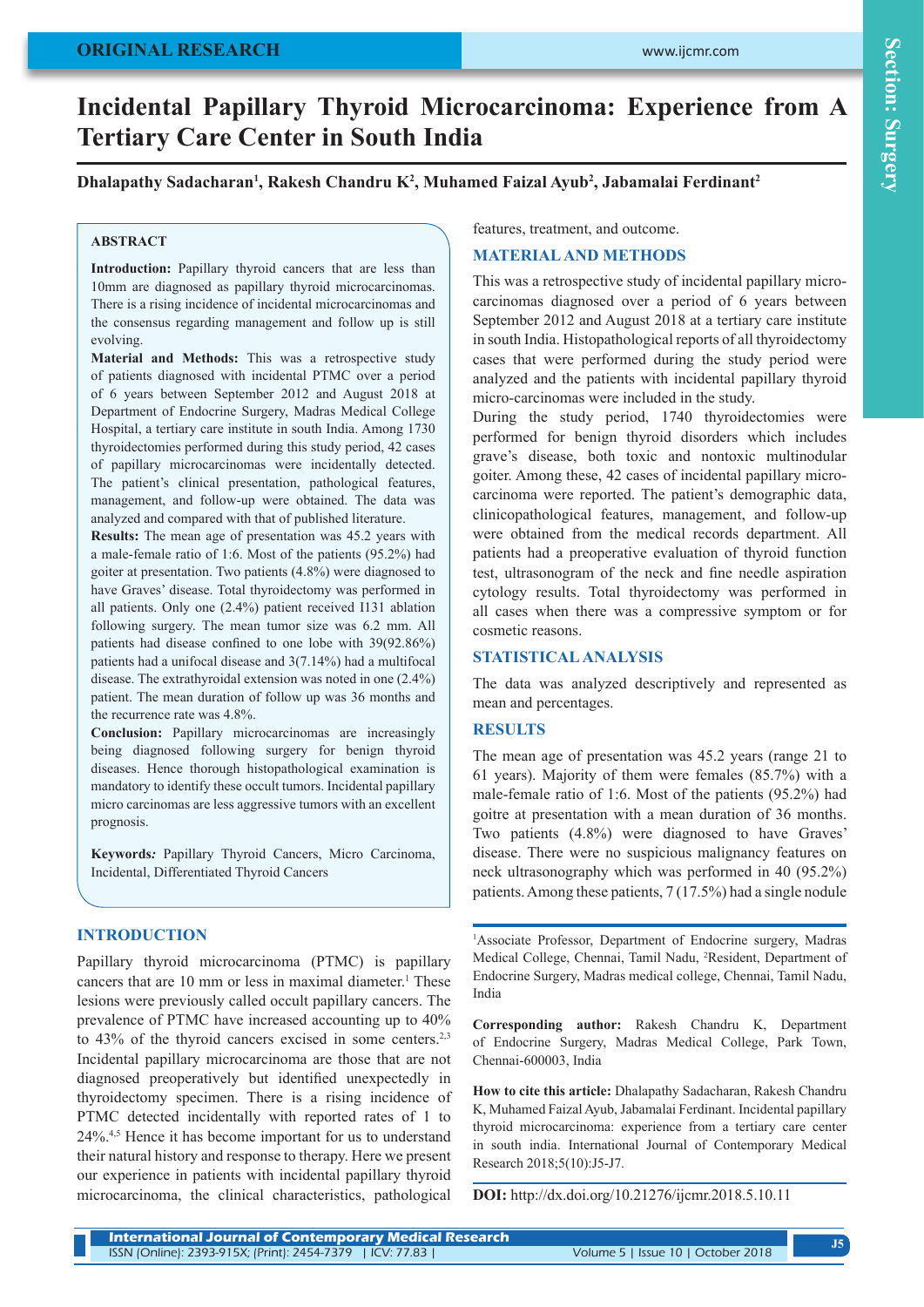ORIGINAL RESEARCH

# Incidental Papillary Thyroid Microcarcinoma: Experience from A Tertiary Care Center in South India

**Dhalapathy Sadacharan[1], Rakesh Chandru K[2], Muhamed Faizal Ayub[2], Jabamalai Ferdinant[2]**

## ABSTRACT

**Introduction:** Papillary thyroid cancers that are less than 10mm are diagnosed as papillary thyroid microcarcinomas. There is a rising incidence of incidental microcarcinomas and the consensus regarding management and follow up is still evolving.

**Material and Methods:** This was a retrospective study of patients diagnosed with incidental PTMC over a period of 6 years between September 2012 and August 2018 at Department of Endocrine Surgery, Madras Medical College Hospital, a tertiary care institute in south India. Among 1730 thyroidectomies performed during this study period, 42 cases of papillary microcarcinomas were incidentally detected. The patient's clinical presentation, pathological features, management, and follow-up were obtained. The data was analyzed and compared with that of published literature.

**Results:** The mean age of presentation was 45.2 years with a male-female ratio of 1:6. Most of the patients (95.2%) had goiter at presentation. Two patients (4.8%) were diagnosed to have Graves' disease. Total thyroidectomy was performed in all patients. Only one (2.4%) patient received I131 ablation following surgery. The mean tumor size was 6.2 mm. All patients had disease confined to one lobe with 39(92.86%) patients had a unifocal disease and 3(7.14%) had a multifocal disease. The extrathyroidal extension was noted in one (2.4%) patient. The mean duration of follow up was 36 months and the recurrence rate was 4.8%.

**Conclusion:** Papillary microcarcinomas are increasingly being diagnosed following surgery for benign thyroid diseases. Hence thorough histopathological examination is mandatory to identify these occult tumors. Incidental papillary micro carcinomas are less aggressive tumors with an excellent prognosis.

**Keywords***:* Papillary Thyroid Cancers, Micro Carcinoma, Incidental, Differentiated Thyroid Cancers

## INTRODUCTION

Papillary thyroid microcarcinoma (PTMC) is papillary cancers that are 10 mm or less in maximal diameter.[1] These lesions were previously called occult papillary cancers. The prevalence of PTMC have increased accounting up to 40% to 43% of the thyroid cancers excised in some centers.[2,3] Incidental papillary microcarcinoma are those that are not diagnosed preoperatively but identified unexpectedly in thyroidectomy specimen. There is a rising incidence of PTMC detected incidentally with reported rates of 1 to 24%.[4,5] Hence it has become important for us to understand their natural history and response to therapy. Here we present our experience in patients with incidental papillary thyroid microcarcinoma, the clinical characteristics, pathological features, treatment, and outcome.

## MATERIAL AND METHODS

This was a retrospective study of incidental papillary micro-carcinomas diagnosed over a period of 6 years between September 2012 and August 2018 at a tertiary care institute in south India. Histopathological reports of all thyroidectomy cases that were performed during the study period were analyzed and the patients with incidental papillary thyroid micro-carcinomas were included in the study.

During the study period, 1740 thyroidectomies were performed for benign thyroid disorders which includes grave's disease, both toxic and nontoxic multinodular goiter. Among these, 42 cases of incidental papillary micro-carcinoma were reported. The patient's demographic data, clinicopathological features, management, and follow-up were obtained from the medical records department. All patients had a preoperative evaluation of thyroid function test, ultrasonogram of the neck and fine needle aspiration cytology results. Total thyroidectomy was performed in all cases when there was a compressive symptom or for cosmetic reasons.

## STATISTICAL ANALYSIS

The data was analyzed descriptively and represented as mean and percentages.

## RESULTS

The mean age of presentation was 45.2 years (range 21 to 61 years). Majority of them were females (85.7%) with a male-female ratio of 1:6. Most of the patients (95.2%) had goitre at presentation with a mean duration of 36 months. Two patients (4.8%) were diagnosed to have Graves' disease. There were no suspicious malignancy features on neck ultrasonography which was performed in 40 (95.2%) patients. Among these patients, 7 (17.5%) had a single nodule

---

[1]Associate Professor, Department of Endocrine surgery, Madras Medical College, Chennai, Tamil Nadu, [2]Resident, Department of Endocrine Surgery, Madras medical college, Chennai, Tamil Nadu, India

**Corresponding author:** Rakesh Chandru K, Department of Endocrine Surgery, Madras Medical College, Park Town, Chennai-600003, India

**How to cite this article:** Dhalapathy Sadacharan, Rakesh Chandru K, Muhamed Faizal Ayub, Jabamalai Ferdinant. Incidental papillary thyroid microcarcinoma: experience from a tertiary care center in south india. International Journal of Contemporary Medical Research 2018;5(10):J5-J7.

**DOI:** http://dx.doi.org/10.21276/ijcmr.2018.5.10.11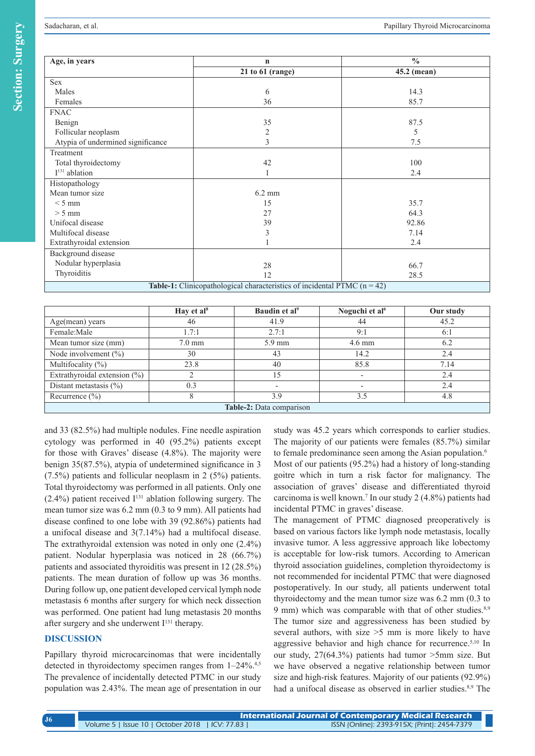| Age, in years | n | % |
|---|---|---|
| | 21 to 61 (range) | 45.2 (mean) |
| Sex | | |
| Males | 6 | 14.3 |
| Females | 36 | 85.7 |
| FNAC | | |
| Benign | 35 | 87.5 |
| Follicular neoplasm | 2 | 5 |
| Atypia of undermined significance | 3 | 7.5 |
| Treatment | | |
| Total thyroidectomy | 42 | 100 |
| $I^{131}$ ablation | 1 | 2.4 |
| Histopathology | | |
| Mean tumor size | 6.2 mm | |
| < 5 mm | 15 | 35.7 |
| > 5 mm | 27 | 64.3 |
| Unifocal disease | 39 | 92.86 |
| Multifocal disease | 3 | 7.14 |
| Extrathyroidal extension | 1 | 2.4 |
| Background disease | | |
| Nodular hyperplasia | 28 | 66.7 |
| Thyroiditis | 12 | 28.5 |

**Table-1:** Clinicopathological characteristics of incidental PTMC (n = 42)

| | Hay et al[8] | Baudin et al[9] | Noguchi et al[6] | Our study |
|---|---|---|---|---|
| Age(mean) years | 46 | 41.9 | 44 | 45.2 |
| Female:Male | 1.7:1 | 2.7:1 | 9:1 | 6:1 |
| Mean tumor size (mm) | 7.0 mm | 5.9 mm | 4.6 mm | 6.2 |
| Node involvement (%) | 30 | 43 | 14.2 | 2.4 |
| Multifocality (%) | 23.8 | 40 | 85.8 | 7.14 |
| Extrathyroidal extension (%) | 2 | 15 | - | 2.4 |
| Distant metastasis (%) | 0.3 | - | - | 2.4 |
| Recurrence (%) | 8 | 3.9 | 3.5 | 4.8 |

**Table-2:** Data comparison

and 33 (82.5%) had multiple nodules. Fine needle aspiration cytology was performed in 40 (95.2%) patients except for those with Graves' disease (4.8%). The majority were benign 35(87.5%), atypia of undetermined significance in 3 (7.5%) patients and follicular neoplasm in 2 (5%) patients. Total thyroidectomy was performed in all patients. Only one (2.4%) patient received $I^{131}$ ablation following surgery. The mean tumor size was 6.2 mm (0.3 to 9 mm). All patients had disease confined to one lobe with 39 (92.86%) patients had a unifocal disease and 3(7.14%) had a multifocal disease. The extrathyroidal extension was noted in only one (2.4%) patient. Nodular hyperplasia was noticed in 28 (66.7%) patients and associated thyroiditis was present in 12 (28.5%) patients. The mean duration of follow up was 36 months. During follow up, one patient developed cervical lymph node metastasis 6 months after surgery for which neck dissection was performed. One patient had lung metastasis 20 months after surgery and she underwent $I^{131}$ therapy.

## DISCUSSION

Papillary thyroid microcarcinomas that were incidentally detected in thyroidectomy specimen ranges from 1–24%.[4,5] The prevalence of incidentally detected PTMC in our study population was 2.43%. The mean age of presentation in our study was 45.2 years which corresponds to earlier studies. The majority of our patients were females (85.7%) similar to female predominance seen among the Asian population.[6] Most of our patients (95.2%) had a history of long-standing goitre which in turn a risk factor for malignancy. The association of graves' disease and differentiated thyroid carcinoma is well known.[7] In our study 2 (4.8%) patients had incidental PTMC in graves' disease.

The management of PTMC diagnosed preoperatively is based on various factors like lymph node metastasis, locally invasive tumor. A less aggressive approach like lobectomy is acceptable for low-risk tumors. According to American thyroid association guidelines, completion thyroidectomy is not recommended for incidental PTMC that were diagnosed postoperatively. In our study, all patients underwent total thyroidectomy and the mean tumor size was 6.2 mm (0.3 to 9 mm) which was comparable with that of other studies.[8,9] The tumor size and aggressiveness has been studied by several authors, with size >5 mm is more likely to have aggressive behavior and high chance for recurrence.[5,10] In our study, 27(64.3%) patients had tumor >5mm size. But we have observed a negative relationship between tumor size and high-risk features. Majority of our patients (92.9%) had a unifocal disease as observed in earlier studies.[8,9] The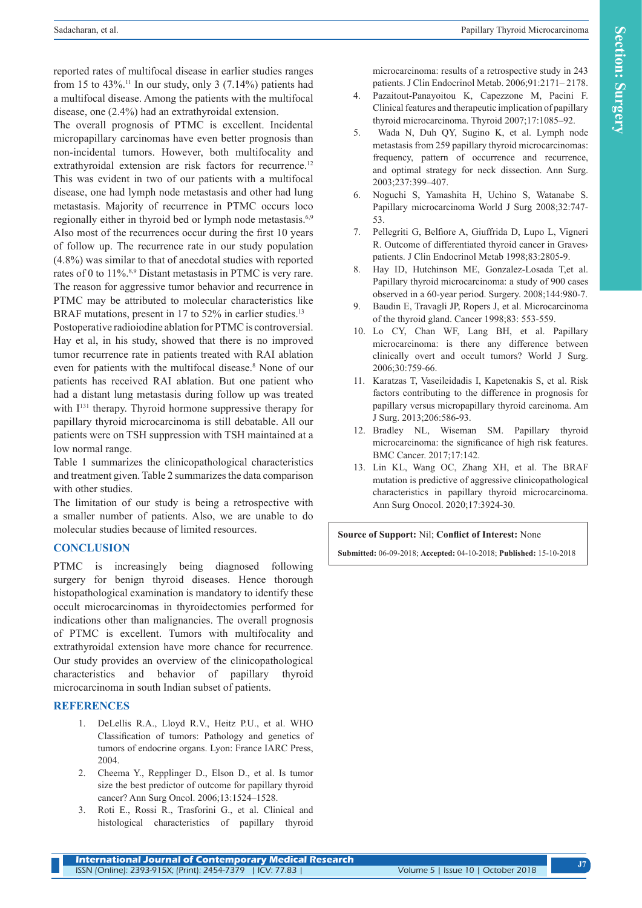reported rates of multifocal disease in earlier studies ranges from 15 to 43%.[11] In our study, only 3 (7.14%) patients had a multifocal disease. Among the patients with the multifocal disease, one (2.4%) had an extrathyroidal extension.

The overall prognosis of PTMC is excellent. Incidental micropapillary carcinomas have even better prognosis than non-incidental tumors. However, both multifocality and extrathyroidal extension are risk factors for recurrence.[12] This was evident in two of our patients with a multifocal disease, one had lymph node metastasis and other had lung metastasis. Majority of recurrence in PTMC occurs loco regionally either in thyroid bed or lymph node metastasis.[6,9] Also most of the recurrences occur during the first 10 years of follow up. The recurrence rate in our study population (4.8%) was similar to that of anecdotal studies with reported rates of 0 to 11%.[8,9] Distant metastasis in PTMC is very rare. The reason for aggressive tumor behavior and recurrence in PTMC may be attributed to molecular characteristics like BRAF mutations, present in 17 to 52% in earlier studies.[13]

Postoperative radioiodine ablation for PTMC is controversial. Hay et al, in his study, showed that there is no improved tumor recurrence rate in patients treated with RAI ablation even for patients with the multifocal disease.[8] None of our patients has received RAI ablation. But one patient who had a distant lung metastasis during follow up was treated with $I^{131}$ therapy. Thyroid hormone suppressive therapy for papillary thyroid microcarcinoma is still debatable. All our patients were on TSH suppression with TSH maintained at a low normal range.

Table 1 summarizes the clinicopathological characteristics and treatment given. Table 2 summarizes the data comparison with other studies.

The limitation of our study is being a retrospective with a smaller number of patients. Also, we are unable to do molecular studies because of limited resources.

## CONCLUSION

PTMC is increasingly being diagnosed following surgery for benign thyroid diseases. Hence thorough histopathological examination is mandatory to identify these occult microcarcinomas in thyroidectomies performed for indications other than malignancies. The overall prognosis of PTMC is excellent. Tumors with multifocality and extrathyroidal extension have more chance for recurrence. Our study provides an overview of the clinicopathological characteristics and behavior of papillary thyroid microcarcinoma in south Indian subset of patients.

## REFERENCES

1. DeLellis R.A., Lloyd R.V., Heitz P.U., et al. WHO Classification of tumors: Pathology and genetics of tumors of endocrine organs. Lyon: France IARC Press, 2004.
2. Cheema Y., Repplinger D., Elson D., et al. Is tumor size the best predictor of outcome for papillary thyroid cancer? Ann Surg Oncol. 2006;13:1524–1528.
3. Roti E., Rossi R., Trasforini G., et al. Clinical and histological characteristics of papillary thyroid microcarcinoma: results of a retrospective study in 243 patients. J Clin Endocrinol Metab. 2006;91:2171– 2178.
4. Pazaitout-Panayoitou K, Capezzone M, Pacini F. Clinical features and therapeutic implication of papillary thyroid microcarcinoma. Thyroid 2007;17:1085–92.
5. Wada N, Duh QY, Sugino K, et al. Lymph node metastasis from 259 papillary thyroid microcarcinomas: frequency, pattern of occurrence and recurrence, and optimal strategy for neck dissection. Ann Surg. 2003;237:399–407.
6. Noguchi S, Yamashita H, Uchino S, Watanabe S. Papillary microcarcinoma World J Surg 2008;32:747-53.
7. Pellegriti G, Belfiore A, Giuffrida D, Lupo L, Vigneri R. Outcome of differentiated thyroid cancer in Graves› patients. J Clin Endocrinol Metab 1998;83:2805-9.
8. Hay ID, Hutchinson ME, Gonzalez-Losada T,et al. Papillary thyroid microcarcinoma: a study of 900 cases observed in a 60-year period. Surgery. 2008;144:980-7.
9. Baudin E, Travagli JP, Ropers J, et al. Microcarcinoma of the thyroid gland. Cancer 1998;83: 553-559.
10. Lo CY, Chan WF, Lang BH, et al. Papillary microcarcinoma: is there any difference between clinically overt and occult tumors? World J Surg. 2006;30:759-66.
11. Karatzas T, Vaseileidadis I, Kapetenakis S, et al. Risk factors contributing to the difference in prognosis for papillary versus micropapillary thyroid carcinoma. Am J Surg. 2013;206:586-93.
12. Bradley NL, Wiseman SM. Papillary thyroid microcarcinoma: the significance of high risk features. BMC Cancer. 2017;17:142.
13. Lin KL, Wang OC, Zhang XH, et al. The BRAF mutation is predictive of aggressive clinicopathological characteristics in papillary thyroid microcarcinoma. Ann Surg Onocol. 2020;17:3924-30.

**Source of Support:** Nil; **Conflict of Interest:** None

**Submitted:** 06-09-2018; **Accepted:** 04-10-2018; **Published:** 15-10-2018